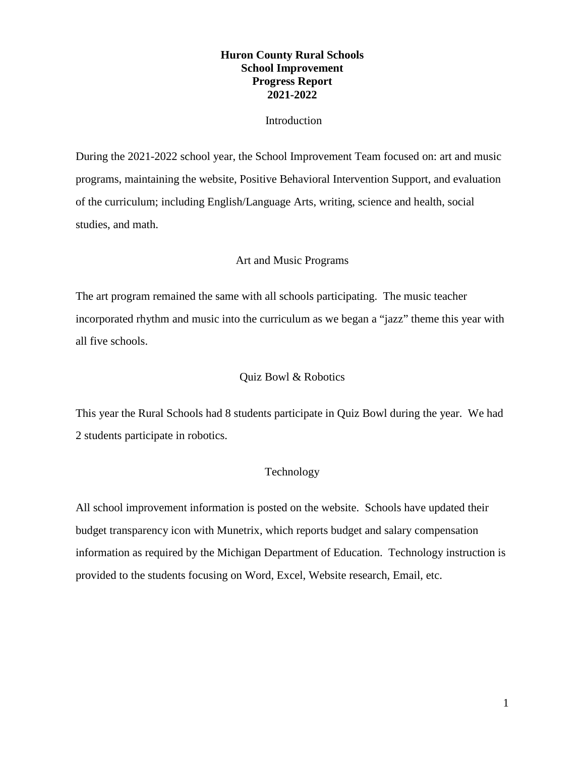# Huron County Rural Schools School Improvement Progress Report 2021-2022

## Introduction

During the 2021-2022 school year, the School Improvement Team focused on: art and music programs, maintaining the website, Positive Behavioral Intervention Support, and evaluation of the curriculum; including English/Language Arts, writing, science and health, social studies, and math.

## Art and Music Programs

The art program remained the same with all schools participating. The music teacher incorporated rhythm and music into the curriculum as we began a "jazz" theme this year with all five schools.

## Quiz Bowl & Robotics

This year the Rural Schools had 8 students participate in Quiz Bowl during the year. We had 2 students participate in robotics.

## Technology

All school improvement information is posted on the website. Schools have updated their budget transparency icon with Munetrix, which reports budget and salary compensation information as required by the Michigan Department of Education. Technology instruction is provided to the students focusing on Word, Excel, Website research, Email, etc.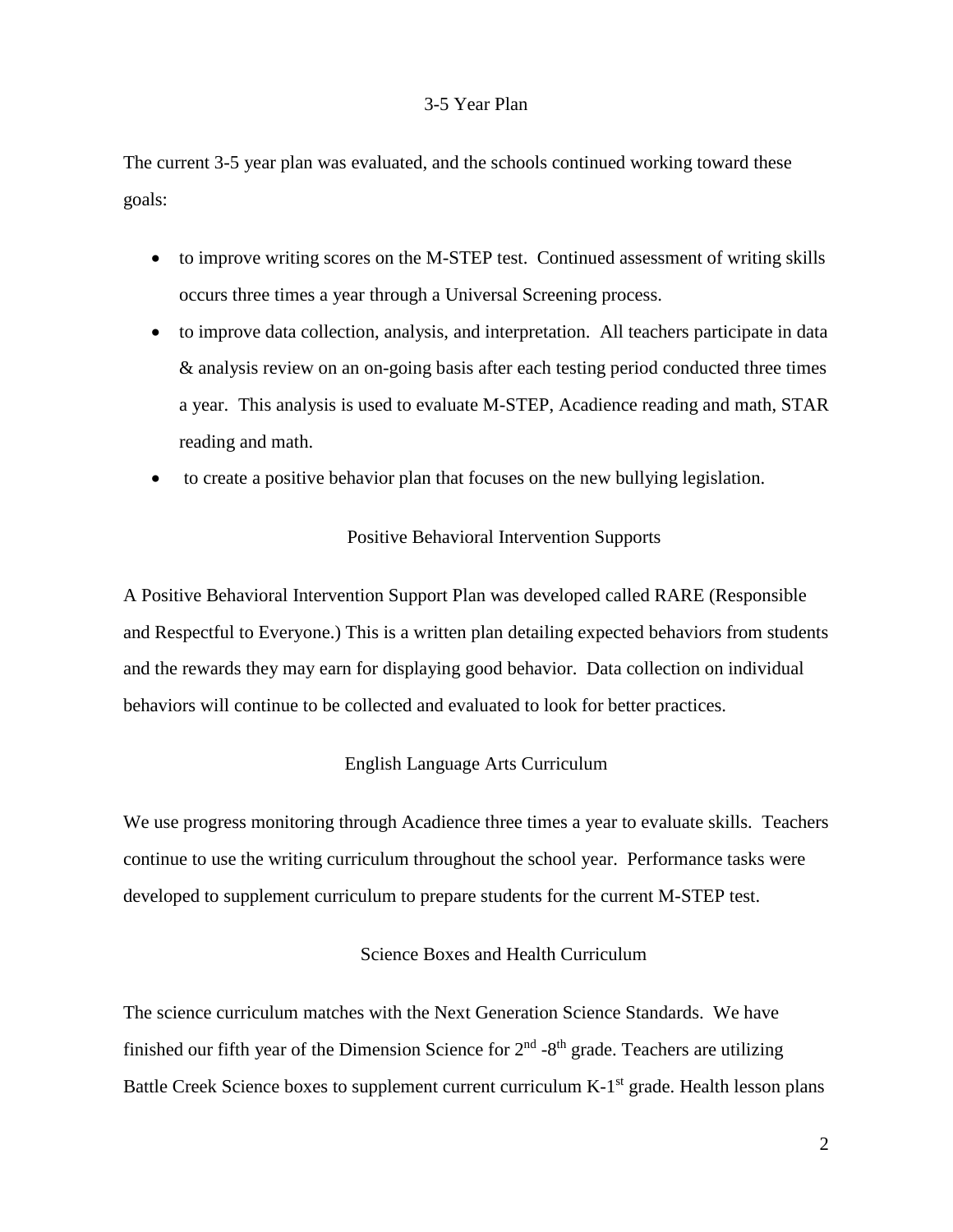## 3-5 Year Plan

The current 3-5 year plan was evaluated, and the schools continued working toward these goals:

- to improve writing scores on the M-STEP test. Continued assessment of writing skills occurs three times a year through a Universal Screening process.
- to improve data collection, analysis, and interpretation. All teachers participate in data & analysis review on an on-going basis after each testing period conducted three times a year. This analysis is used to evaluate M-STEP, Acadience reading and math, STAR reading and math.
- to create a positive behavior plan that focuses on the new bullying legislation.

## Positive Behavioral Intervention Supports

A Positive Behavioral Intervention Support Plan was developed called RARE (Responsible and Respectful to Everyone.) This is a written plan detailing expected behaviors from students and the rewards they may earn for displaying good behavior. Data collection on individual behaviors will continue to be collected and evaluated to look for better practices.

## English Language Arts Curriculum

We use progress monitoring through Acadience three times a year to evaluate skills. Teachers continue to use the writing curriculum throughout the school year. Performance tasks were developed to supplement curriculum to prepare students for the current M-STEP test.

## Science Boxes and Health Curriculum

The science curriculum matches with the Next Generation Science Standards. We have finished our fifth year of the Dimension Science for 2nd -8th grade. Teachers are utilizing Battle Creek Science boxes to supplement current curriculum K-1st grade. Health lesson plans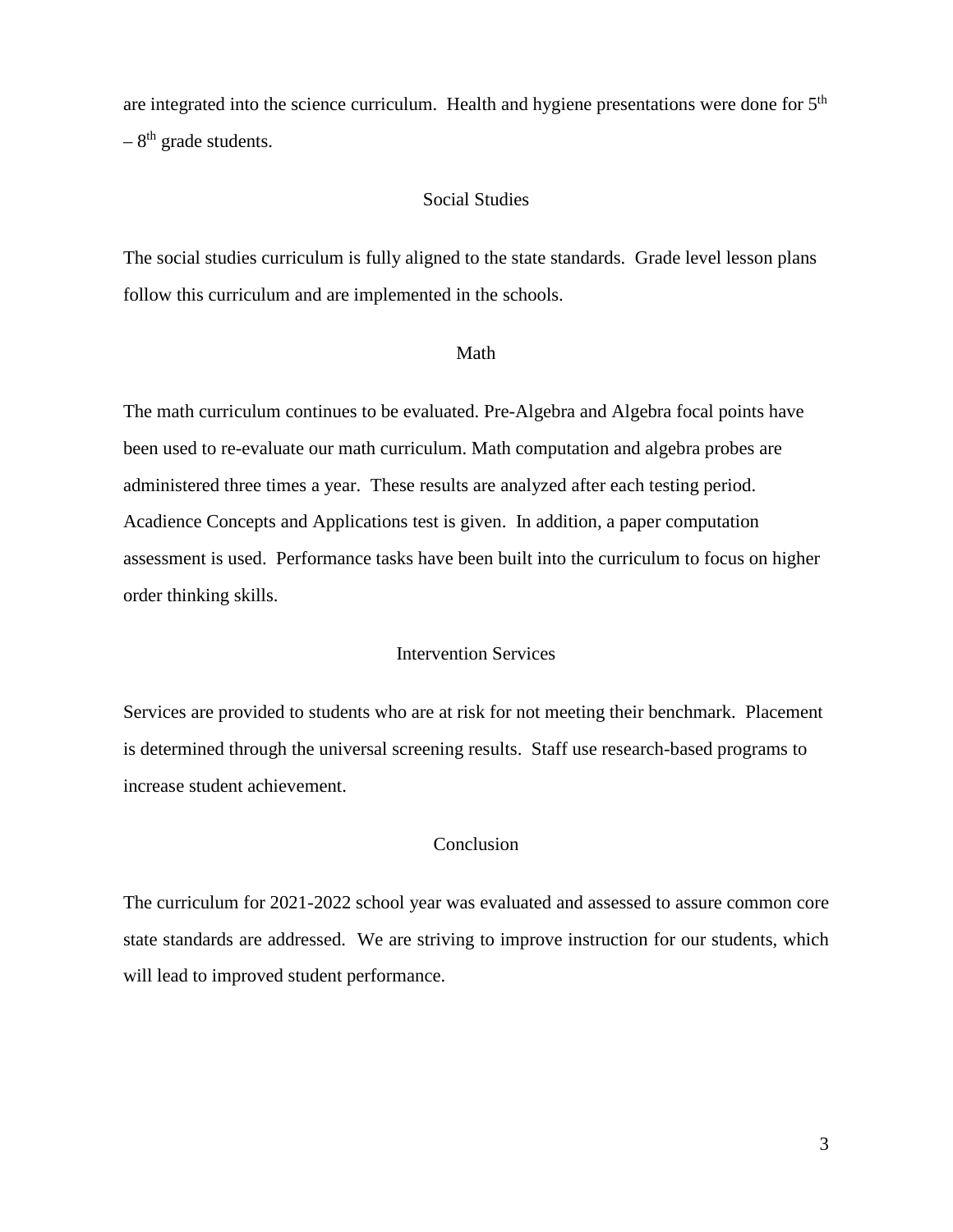are integrated into the science curriculum. Health and hygiene presentations were done for 5th – 8th grade students.

## Social Studies

The social studies curriculum is fully aligned to the state standards. Grade level lesson plans follow this curriculum and are implemented in the schools.

## Math

The math curriculum continues to be evaluated. Pre-Algebra and Algebra focal points have been used to re-evaluate our math curriculum. Math computation and algebra probes are administered three times a year. These results are analyzed after each testing period. Acadience Concepts and Applications test is given. In addition, a paper computation assessment is used. Performance tasks have been built into the curriculum to focus on higher order thinking skills.

## Intervention Services

Services are provided to students who are at risk for not meeting their benchmark. Placement is determined through the universal screening results. Staff use research-based programs to increase student achievement.

## Conclusion

The curriculum for 2021-2022 school year was evaluated and assessed to assure common core state standards are addressed. We are striving to improve instruction for our students, which will lead to improved student performance.